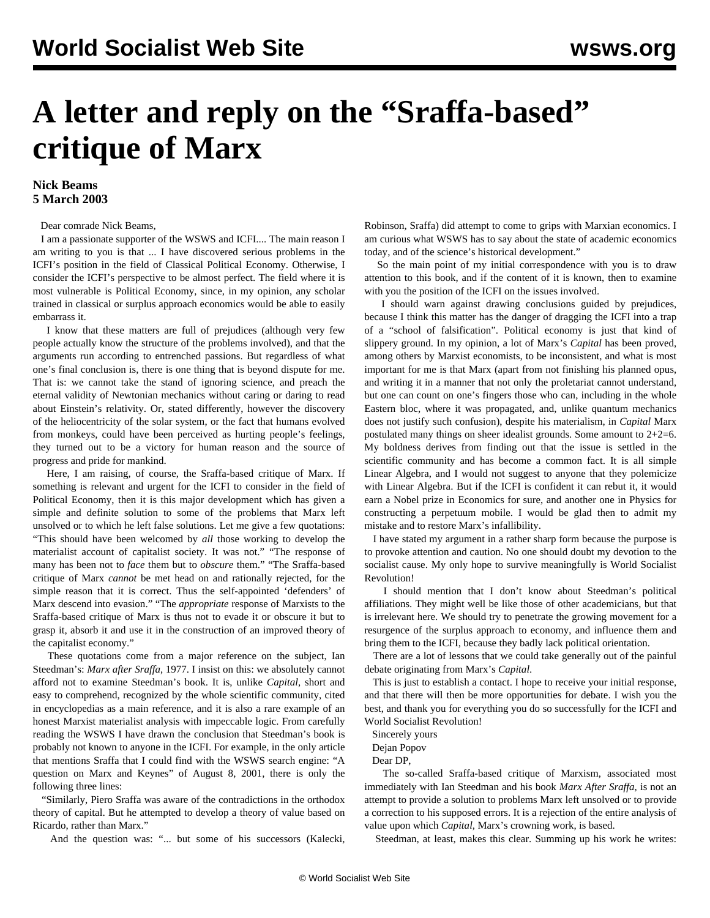# A letter and reply on the "Sraffa-based" critique of Marx

**Nick Beams**
**5 March 2003**

Dear comrade Nick Beams,

I am a passionate supporter of the WSWS and ICFI.... The main reason I am writing to you is that ... I have discovered serious problems in the ICFI's position in the field of Classical Political Economy. Otherwise, I consider the ICFI's perspective to be almost perfect. The field where it is most vulnerable is Political Economy, since, in my opinion, any scholar trained in classical or surplus approach economics would be able to easily embarrass it.

I know that these matters are full of prejudices (although very few people actually know the structure of the problems involved), and that the arguments run according to entrenched passions. But regardless of what one's final conclusion is, there is one thing that is beyond dispute for me. That is: we cannot take the stand of ignoring science, and preach the eternal validity of Newtonian mechanics without caring or daring to read about Einstein's relativity. Or, stated differently, however the discovery of the heliocentricity of the solar system, or the fact that humans evolved from monkeys, could have been perceived as hurting people's feelings, they turned out to be a victory for human reason and the source of progress and pride for mankind.

Here, I am raising, of course, the Sraffa-based critique of Marx. If something is relevant and urgent for the ICFI to consider in the field of Political Economy, then it is this major development which has given a simple and definite solution to some of the problems that Marx left unsolved or to which he left false solutions. Let me give a few quotations: "This should have been welcomed by *all* those working to develop the materialist account of capitalist society. It was not." "The response of many has been not to *face* them but to *obscure* them." "The Sraffa-based critique of Marx *cannot* be met head on and rationally rejected, for the simple reason that it is correct. Thus the self-appointed 'defenders' of Marx descend into evasion." "The *appropriate* response of Marxists to the Sraffa-based critique of Marx is thus not to evade it or obscure it but to grasp it, absorb it and use it in the construction of an improved theory of the capitalist economy."

These quotations come from a major reference on the subject, Ian Steedman's: *Marx after Sraffa*, 1977. I insist on this: we absolutely cannot afford not to examine Steedman's book. It is, unlike *Capital*, short and easy to comprehend, recognized by the whole scientific community, cited in encyclopedias as a main reference, and it is also a rare example of an honest Marxist materialist analysis with impeccable logic. From carefully reading the WSWS I have drawn the conclusion that Steedman's book is probably not known to anyone in the ICFI. For example, in the only article that mentions Sraffa that I could find with the WSWS search engine: "A question on Marx and Keynes" of August 8, 2001, there is only the following three lines:

"Similarly, Piero Sraffa was aware of the contradictions in the orthodox theory of capital. But he attempted to develop a theory of value based on Ricardo, rather than Marx."

And the question was: "... but some of his successors (Kalecki, Robinson, Sraffa) did attempt to come to grips with Marxian economics. I am curious what WSWS has to say about the state of academic economics today, and of the science's historical development."

So the main point of my initial correspondence with you is to draw attention to this book, and if the content of it is known, then to examine with you the position of the ICFI on the issues involved.

I should warn against drawing conclusions guided by prejudices, because I think this matter has the danger of dragging the ICFI into a trap of a "school of falsification". Political economy is just that kind of slippery ground. In my opinion, a lot of Marx's *Capital* has been proved, among others by Marxist economists, to be inconsistent, and what is most important for me is that Marx (apart from not finishing his planned opus, and writing it in a manner that not only the proletariat cannot understand, but one can count on one's fingers those who can, including in the whole Eastern bloc, where it was propagated, and, unlike quantum mechanics does not justify such confusion), despite his materialism, in *Capital* Marx postulated many things on sheer idealist grounds. Some amount to 2+2=6. My boldness derives from finding out that the issue is settled in the scientific community and has become a common fact. It is all simple Linear Algebra, and I would not suggest to anyone that they polemicize with Linear Algebra. But if the ICFI is confident it can rebut it, it would earn a Nobel prize in Economics for sure, and another one in Physics for constructing a perpetuum mobile. I would be glad then to admit my mistake and to restore Marx's infallibility.

I have stated my argument in a rather sharp form because the purpose is to provoke attention and caution. No one should doubt my devotion to the socialist cause. My only hope to survive meaningfully is World Socialist Revolution!

I should mention that I don't know about Steedman's political affiliations. They might well be like those of other academicians, but that is irrelevant here. We should try to penetrate the growing movement for a resurgence of the surplus approach to economy, and influence them and bring them to the ICFI, because they badly lack political orientation.

There are a lot of lessons that we could take generally out of the painful debate originating from Marx's *Capital*.

This is just to establish a contact. I hope to receive your initial response, and that there will then be more opportunities for debate. I wish you the best, and thank you for everything you do so successfully for the ICFI and World Socialist Revolution!

Sincerely yours

Dejan Popov

Dear DP,

The so-called Sraffa-based critique of Marxism, associated most immediately with Ian Steedman and his book *Marx After Sraffa*, is not an attempt to provide a solution to problems Marx left unsolved or to provide a correction to his supposed errors. It is a rejection of the entire analysis of value upon which *Capital*, Marx's crowning work, is based.

Steedman, at least, makes this clear. Summing up his work he writes: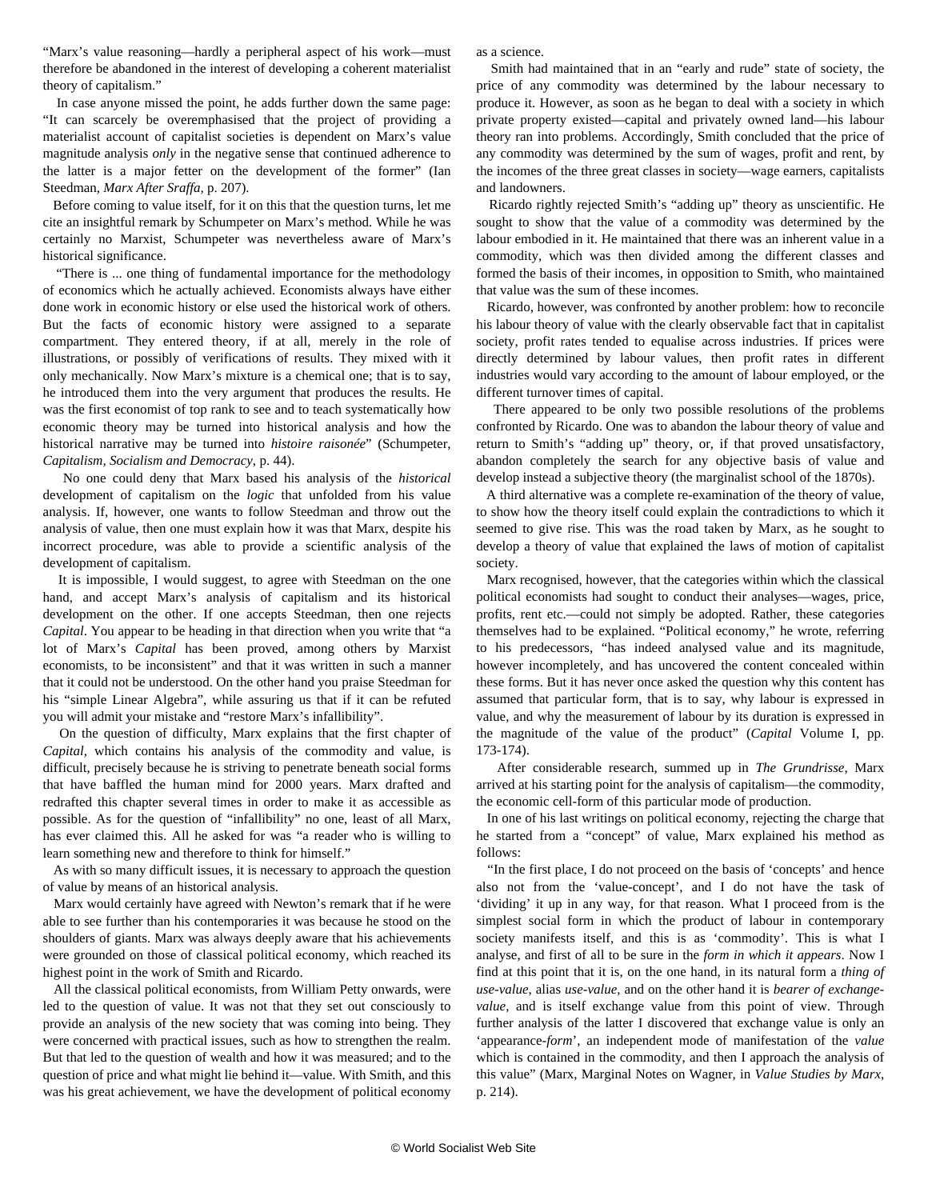"Marx's value reasoning—hardly a peripheral aspect of his work—must therefore be abandoned in the interest of developing a coherent materialist theory of capitalism."

In case anyone missed the point, he adds further down the same page: "It can scarcely be overemphasised that the project of providing a materialist account of capitalist societies is dependent on Marx's value magnitude analysis *only* in the negative sense that continued adherence to the latter is a major fetter on the development of the former" (Ian Steedman, *Marx After Sraffa*, p. 207).

Before coming to value itself, for it on this that the question turns, let me cite an insightful remark by Schumpeter on Marx's method. While he was certainly no Marxist, Schumpeter was nevertheless aware of Marx's historical significance.

"There is ... one thing of fundamental importance for the methodology of economics which he actually achieved. Economists always have either done work in economic history or else used the historical work of others. But the facts of economic history were assigned to a separate compartment. They entered theory, if at all, merely in the role of illustrations, or possibly of verifications of results. They mixed with it only mechanically. Now Marx's mixture is a chemical one; that is to say, he introduced them into the very argument that produces the results. He was the first economist of top rank to see and to teach systematically how economic theory may be turned into historical analysis and how the historical narrative may be turned into *histoire raisonée*" (Schumpeter, *Capitalism, Socialism and Democracy*, p. 44).

No one could deny that Marx based his analysis of the *historical* development of capitalism on the *logic* that unfolded from his value analysis. If, however, one wants to follow Steedman and throw out the analysis of value, then one must explain how it was that Marx, despite his incorrect procedure, was able to provide a scientific analysis of the development of capitalism.

It is impossible, I would suggest, to agree with Steedman on the one hand, and accept Marx's analysis of capitalism and its historical development on the other. If one accepts Steedman, then one rejects *Capital*. You appear to be heading in that direction when you write that "a lot of Marx's *Capital* has been proved, among others by Marxist economists, to be inconsistent" and that it was written in such a manner that it could not be understood. On the other hand you praise Steedman for his "simple Linear Algebra", while assuring us that if it can be refuted you will admit your mistake and "restore Marx's infallibility".

On the question of difficulty, Marx explains that the first chapter of *Capital*, which contains his analysis of the commodity and value, is difficult, precisely because he is striving to penetrate beneath social forms that have baffled the human mind for 2000 years. Marx drafted and redrafted this chapter several times in order to make it as accessible as possible. As for the question of "infallibility" no one, least of all Marx, has ever claimed this. All he asked for was "a reader who is willing to learn something new and therefore to think for himself."

As with so many difficult issues, it is necessary to approach the question of value by means of an historical analysis.

Marx would certainly have agreed with Newton's remark that if he were able to see further than his contemporaries it was because he stood on the shoulders of giants. Marx was always deeply aware that his achievements were grounded on those of classical political economy, which reached its highest point in the work of Smith and Ricardo.

All the classical political economists, from William Petty onwards, were led to the question of value. It was not that they set out consciously to provide an analysis of the new society that was coming into being. They were concerned with practical issues, such as how to strengthen the realm. But that led to the question of wealth and how it was measured; and to the question of price and what might lie behind it—value. With Smith, and this was his great achievement, we have the development of political economy as a science.

Smith had maintained that in an "early and rude" state of society, the price of any commodity was determined by the labour necessary to produce it. However, as soon as he began to deal with a society in which private property existed—capital and privately owned land—his labour theory ran into problems. Accordingly, Smith concluded that the price of any commodity was determined by the sum of wages, profit and rent, by the incomes of the three great classes in society—wage earners, capitalists and landowners.

Ricardo rightly rejected Smith's "adding up" theory as unscientific. He sought to show that the value of a commodity was determined by the labour embodied in it. He maintained that there was an inherent value in a commodity, which was then divided among the different classes and formed the basis of their incomes, in opposition to Smith, who maintained that value was the sum of these incomes.

Ricardo, however, was confronted by another problem: how to reconcile his labour theory of value with the clearly observable fact that in capitalist society, profit rates tended to equalise across industries. If prices were directly determined by labour values, then profit rates in different industries would vary according to the amount of labour employed, or the different turnover times of capital.

There appeared to be only two possible resolutions of the problems confronted by Ricardo. One was to abandon the labour theory of value and return to Smith's "adding up" theory, or, if that proved unsatisfactory, abandon completely the search for any objective basis of value and develop instead a subjective theory (the marginalist school of the 1870s).

A third alternative was a complete re-examination of the theory of value, to show how the theory itself could explain the contradictions to which it seemed to give rise. This was the road taken by Marx, as he sought to develop a theory of value that explained the laws of motion of capitalist society.

Marx recognised, however, that the categories within which the classical political economists had sought to conduct their analyses—wages, price, profits, rent etc.—could not simply be adopted. Rather, these categories themselves had to be explained. "Political economy," he wrote, referring to his predecessors, "has indeed analysed value and its magnitude, however incompletely, and has uncovered the content concealed within these forms. But it has never once asked the question why this content has assumed that particular form, that is to say, why labour is expressed in value, and why the measurement of labour by its duration is expressed in the magnitude of the value of the product" (*Capital* Volume I, pp. 173-174).

After considerable research, summed up in *The Grundrisse*, Marx arrived at his starting point for the analysis of capitalism—the commodity, the economic cell-form of this particular mode of production.

In one of his last writings on political economy, rejecting the charge that he started from a "concept" of value, Marx explained his method as follows:

"In the first place, I do not proceed on the basis of 'concepts' and hence also not from the 'value-concept', and I do not have the task of 'dividing' it up in any way, for that reason. What I proceed from is the simplest social form in which the product of labour in contemporary society manifests itself, and this is as 'commodity'. This is what I analyse, and first of all to be sure in the *form in which it appears*. Now I find at this point that it is, on the one hand, in its natural form a *thing of use-value*, alias *use-value*, and on the other hand it is *bearer of exchange-value*, and is itself exchange value from this point of view. Through further analysis of the latter I discovered that exchange value is only an 'appearance-*form*', an independent mode of manifestation of the *value* which is contained in the commodity, and then I approach the analysis of this value" (Marx, Marginal Notes on Wagner, in *Value Studies by Marx*, p. 214).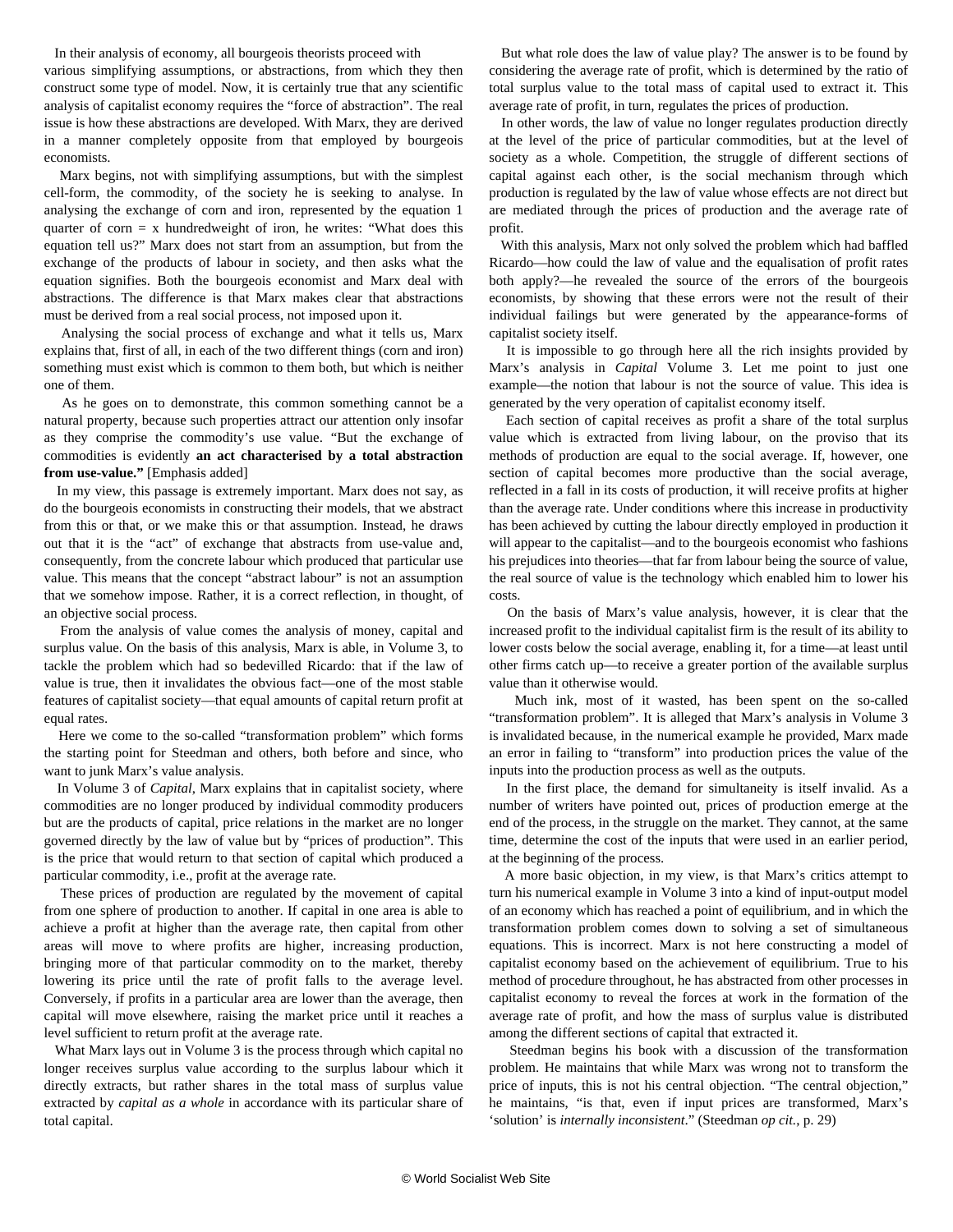In their analysis of economy, all bourgeois theorists proceed with various simplifying assumptions, or abstractions, from which they then construct some type of model. Now, it is certainly true that any scientific analysis of capitalist economy requires the "force of abstraction". The real issue is how these abstractions are developed. With Marx, they are derived in a manner completely opposite from that employed by bourgeois economists.

Marx begins, not with simplifying assumptions, but with the simplest cell-form, the commodity, of the society he is seeking to analyse. In analysing the exchange of corn and iron, represented by the equation 1 quarter of corn = x hundredweight of iron, he writes: "What does this equation tell us?" Marx does not start from an assumption, but from the exchange of the products of labour in society, and then asks what the equation signifies. Both the bourgeois economist and Marx deal with abstractions. The difference is that Marx makes clear that abstractions must be derived from a real social process, not imposed upon it.

Analysing the social process of exchange and what it tells us, Marx explains that, first of all, in each of the two different things (corn and iron) something must exist which is common to them both, but which is neither one of them.

As he goes on to demonstrate, this common something cannot be a natural property, because such properties attract our attention only insofar as they comprise the commodity's use value. "But the exchange of commodities is evidently **an act characterised by a total abstraction from use-value."** [Emphasis added]

In my view, this passage is extremely important. Marx does not say, as do the bourgeois economists in constructing their models, that we abstract from this or that, or we make this or that assumption. Instead, he draws out that it is the "act" of exchange that abstracts from use-value and, consequently, from the concrete labour which produced that particular use value. This means that the concept "abstract labour" is not an assumption that we somehow impose. Rather, it is a correct reflection, in thought, of an objective social process.

From the analysis of value comes the analysis of money, capital and surplus value. On the basis of this analysis, Marx is able, in Volume 3, to tackle the problem which had so bedevilled Ricardo: that if the law of value is true, then it invalidates the obvious fact—one of the most stable features of capitalist society—that equal amounts of capital return profit at equal rates.

Here we come to the so-called "transformation problem" which forms the starting point for Steedman and others, both before and since, who want to junk Marx's value analysis.

In Volume 3 of *Capital*, Marx explains that in capitalist society, where commodities are no longer produced by individual commodity producers but are the products of capital, price relations in the market are no longer governed directly by the law of value but by "prices of production". This is the price that would return to that section of capital which produced a particular commodity, i.e., profit at the average rate.

These prices of production are regulated by the movement of capital from one sphere of production to another. If capital in one area is able to achieve a profit at higher than the average rate, then capital from other areas will move to where profits are higher, increasing production, bringing more of that particular commodity on to the market, thereby lowering its price until the rate of profit falls to the average level. Conversely, if profits in a particular area are lower than the average, then capital will move elsewhere, raising the market price until it reaches a level sufficient to return profit at the average rate.

What Marx lays out in Volume 3 is the process through which capital no longer receives surplus value according to the surplus labour which it directly extracts, but rather shares in the total mass of surplus value extracted by *capital as a whole* in accordance with its particular share of total capital.

But what role does the law of value play? The answer is to be found by considering the average rate of profit, which is determined by the ratio of total surplus value to the total mass of capital used to extract it. This average rate of profit, in turn, regulates the prices of production.

In other words, the law of value no longer regulates production directly at the level of the price of particular commodities, but at the level of society as a whole. Competition, the struggle of different sections of capital against each other, is the social mechanism through which production is regulated by the law of value whose effects are not direct but are mediated through the prices of production and the average rate of profit.

With this analysis, Marx not only solved the problem which had baffled Ricardo—how could the law of value and the equalisation of profit rates both apply?—he revealed the source of the errors of the bourgeois economists, by showing that these errors were not the result of their individual failings but were generated by the appearance-forms of capitalist society itself.

It is impossible to go through here all the rich insights provided by Marx's analysis in *Capital* Volume 3. Let me point to just one example—the notion that labour is not the source of value. This idea is generated by the very operation of capitalist economy itself.

Each section of capital receives as profit a share of the total surplus value which is extracted from living labour, on the proviso that its methods of production are equal to the social average. If, however, one section of capital becomes more productive than the social average, reflected in a fall in its costs of production, it will receive profits at higher than the average rate. Under conditions where this increase in productivity has been achieved by cutting the labour directly employed in production it will appear to the capitalist—and to the bourgeois economist who fashions his prejudices into theories—that far from labour being the source of value, the real source of value is the technology which enabled him to lower his costs.

On the basis of Marx's value analysis, however, it is clear that the increased profit to the individual capitalist firm is the result of its ability to lower costs below the social average, enabling it, for a time—at least until other firms catch up—to receive a greater portion of the available surplus value than it otherwise would.

Much ink, most of it wasted, has been spent on the so-called "transformation problem". It is alleged that Marx's analysis in Volume 3 is invalidated because, in the numerical example he provided, Marx made an error in failing to "transform" into production prices the value of the inputs into the production process as well as the outputs.

In the first place, the demand for simultaneity is itself invalid. As a number of writers have pointed out, prices of production emerge at the end of the process, in the struggle on the market. They cannot, at the same time, determine the cost of the inputs that were used in an earlier period, at the beginning of the process.

A more basic objection, in my view, is that Marx's critics attempt to turn his numerical example in Volume 3 into a kind of input-output model of an economy which has reached a point of equilibrium, and in which the transformation problem comes down to solving a set of simultaneous equations. This is incorrect. Marx is not here constructing a model of capitalist economy based on the achievement of equilibrium. True to his method of procedure throughout, he has abstracted from other processes in capitalist economy to reveal the forces at work in the formation of the average rate of profit, and how the mass of surplus value is distributed among the different sections of capital that extracted it.

Steedman begins his book with a discussion of the transformation problem. He maintains that while Marx was wrong not to transform the price of inputs, this is not his central objection. "The central objection," he maintains, "is that, even if input prices are transformed, Marx's 'solution' is *internally inconsistent*." (Steedman *op cit.*, p. 29)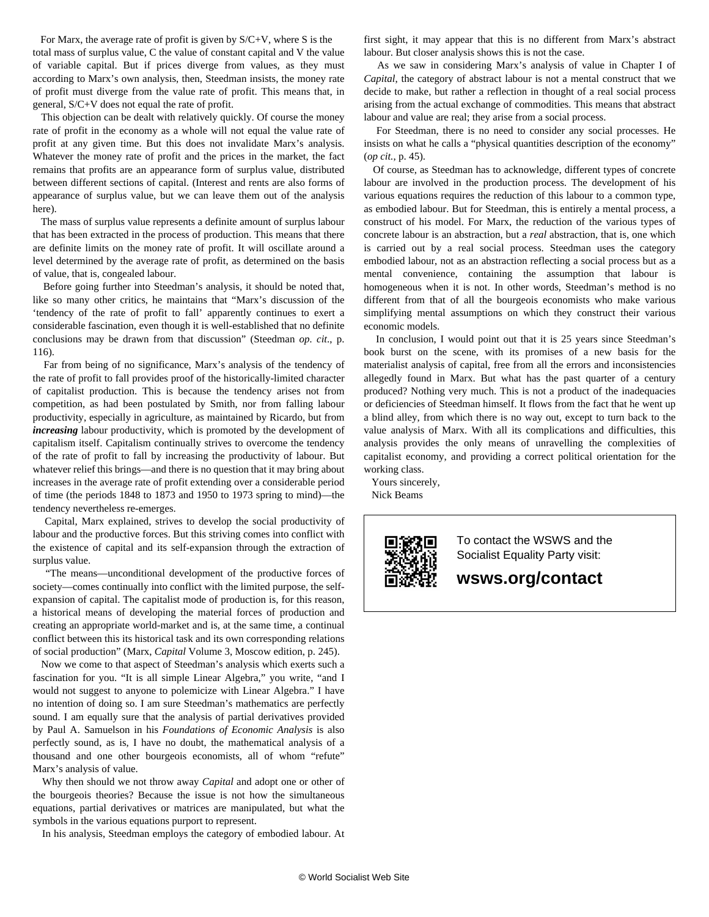For Marx, the average rate of profit is given by S/C+V, where S is the total mass of surplus value, C the value of constant capital and V the value of variable capital. But if prices diverge from values, as they must according to Marx's own analysis, then, Steedman insists, the money rate of profit must diverge from the value rate of profit. This means that, in general, S/C+V does not equal the rate of profit.

This objection can be dealt with relatively quickly. Of course the money rate of profit in the economy as a whole will not equal the value rate of profit at any given time. But this does not invalidate Marx's analysis. Whatever the money rate of profit and the prices in the market, the fact remains that profits are an appearance form of surplus value, distributed between different sections of capital. (Interest and rents are also forms of appearance of surplus value, but we can leave them out of the analysis here).

The mass of surplus value represents a definite amount of surplus labour that has been extracted in the process of production. This means that there are definite limits on the money rate of profit. It will oscillate around a level determined by the average rate of profit, as determined on the basis of value, that is, congealed labour.

Before going further into Steedman's analysis, it should be noted that, like so many other critics, he maintains that "Marx's discussion of the 'tendency of the rate of profit to fall' apparently continues to exert a considerable fascination, even though it is well-established that no definite conclusions may be drawn from that discussion" (Steedman *op. cit.*, p. 116).

Far from being of no significance, Marx's analysis of the tendency of the rate of profit to fall provides proof of the historically-limited character of capitalist production. This is because the tendency arises not from competition, as had been postulated by Smith, nor from falling labour productivity, especially in agriculture, as maintained by Ricardo, but from ***increasing*** labour productivity, which is promoted by the development of capitalism itself. Capitalism continually strives to overcome the tendency of the rate of profit to fall by increasing the productivity of labour. But whatever relief this brings—and there is no question that it may bring about increases in the average rate of profit extending over a considerable period of time (the periods 1848 to 1873 and 1950 to 1973 spring to mind)—the tendency nevertheless re-emerges.

Capital, Marx explained, strives to develop the social productivity of labour and the productive forces. But this striving comes into conflict with the existence of capital and its self-expansion through the extraction of surplus value.

"The means—unconditional development of the productive forces of society—comes continually into conflict with the limited purpose, the self-expansion of capital. The capitalist mode of production is, for this reason, a historical means of developing the material forces of production and creating an appropriate world-market and is, at the same time, a continual conflict between this its historical task and its own corresponding relations of social production" (Marx, *Capital* Volume 3, Moscow edition, p. 245).

Now we come to that aspect of Steedman's analysis which exerts such a fascination for you. "It is all simple Linear Algebra," you write, "and I would not suggest to anyone to polemicize with Linear Algebra." I have no intention of doing so. I am sure Steedman's mathematics are perfectly sound. I am equally sure that the analysis of partial derivatives provided by Paul A. Samuelson in his *Foundations of Economic Analysis* is also perfectly sound, as is, I have no doubt, the mathematical analysis of a thousand and one other bourgeois economists, all of whom "refute" Marx's analysis of value.

Why then should we not throw away *Capital* and adopt one or other of the bourgeois theories? Because the issue is not how the simultaneous equations, partial derivatives or matrices are manipulated, but what the symbols in the various equations purport to represent.

In his analysis, Steedman employs the category of embodied labour. At first sight, it may appear that this is no different from Marx's abstract labour. But closer analysis shows this is not the case.

As we saw in considering Marx's analysis of value in Chapter I of *Capital*, the category of abstract labour is not a mental construct that we decide to make, but rather a reflection in thought of a real social process arising from the actual exchange of commodities. This means that abstract labour and value are real; they arise from a social process.

For Steedman, there is no need to consider any social processes. He insists on what he calls a "physical quantities description of the economy" (*op cit.*, p. 45).

Of course, as Steedman has to acknowledge, different types of concrete labour are involved in the production process. The development of his various equations requires the reduction of this labour to a common type, as embodied labour. But for Steedman, this is entirely a mental process, a construct of his model. For Marx, the reduction of the various types of concrete labour is an abstraction, but a *real* abstraction, that is, one which is carried out by a real social process. Steedman uses the category embodied labour, not as an abstraction reflecting a social process but as a mental convenience, containing the assumption that labour is homogeneous when it is not. In other words, Steedman's method is no different from that of all the bourgeois economists who make various simplifying mental assumptions on which they construct their various economic models.

In conclusion, I would point out that it is 25 years since Steedman's book burst on the scene, with its promises of a new basis for the materialist analysis of capital, free from all the errors and inconsistencies allegedly found in Marx. But what has the past quarter of a century produced? Nothing very much. This is not a product of the inadequacies or deficiencies of Steedman himself. It flows from the fact that he went up a blind alley, from which there is no way out, except to turn back to the value analysis of Marx. With all its complications and difficulties, this analysis provides the only means of unravelling the complexities of capitalist economy, and providing a correct political orientation for the working class.

Yours sincerely,
Nick Beams

To contact the WSWS and the Socialist Equality Party visit:

**wsws.org/contact**